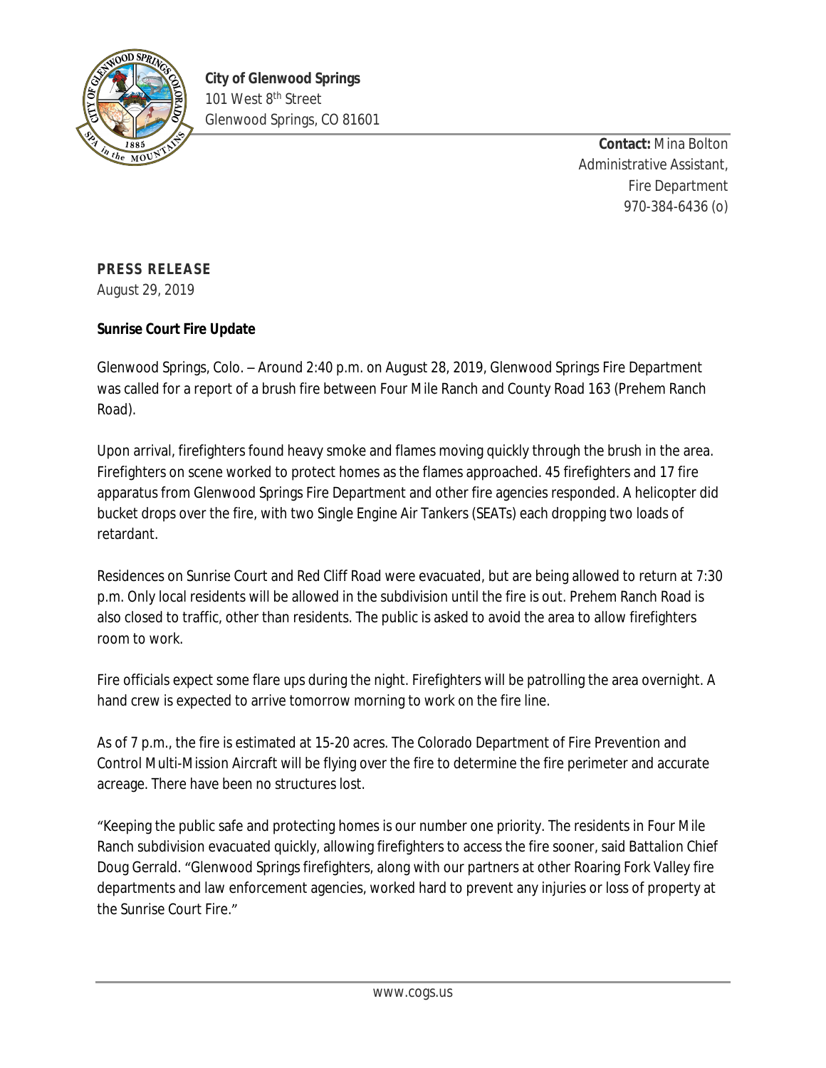**City of Glenwood Springs**
101 West 8th Street
Glenwood Springs, CO 81601

**Contact:** Mina Bolton
Administrative Assistant,
Fire Department
970-384-6436 (o)

**PRESS RELEASE**
August 29, 2019

**Sunrise Court Fire Update**

Glenwood Springs, Colo. – Around 2:40 p.m. on August 28, 2019, Glenwood Springs Fire Department was called for a report of a brush fire between Four Mile Ranch and County Road 163 (Prehem Ranch Road).

Upon arrival, firefighters found heavy smoke and flames moving quickly through the brush in the area. Firefighters on scene worked to protect homes as the flames approached. 45 firefighters and 17 fire apparatus from Glenwood Springs Fire Department and other fire agencies responded. A helicopter did bucket drops over the fire, with two Single Engine Air Tankers (SEATs) each dropping two loads of retardant.

Residences on Sunrise Court and Red Cliff Road were evacuated, but are being allowed to return at 7:30 p.m. Only local residents will be allowed in the subdivision until the fire is out. Prehem Ranch Road is also closed to traffic, other than residents. The public is asked to avoid the area to allow firefighters room to work.

Fire officials expect some flare ups during the night. Firefighters will be patrolling the area overnight. A hand crew is expected to arrive tomorrow morning to work on the fire line.

As of 7 p.m., the fire is estimated at 15-20 acres. The Colorado Department of Fire Prevention and Control Multi-Mission Aircraft will be flying over the fire to determine the fire perimeter and accurate acreage. There have been no structures lost.

"Keeping the public safe and protecting homes is our number one priority. The residents in Four Mile Ranch subdivision evacuated quickly, allowing firefighters to access the fire sooner, said Battalion Chief Doug Gerrald. "Glenwood Springs firefighters, along with our partners at other Roaring Fork Valley fire departments and law enforcement agencies, worked hard to prevent any injuries or loss of property at the Sunrise Court Fire."

www.cogs.us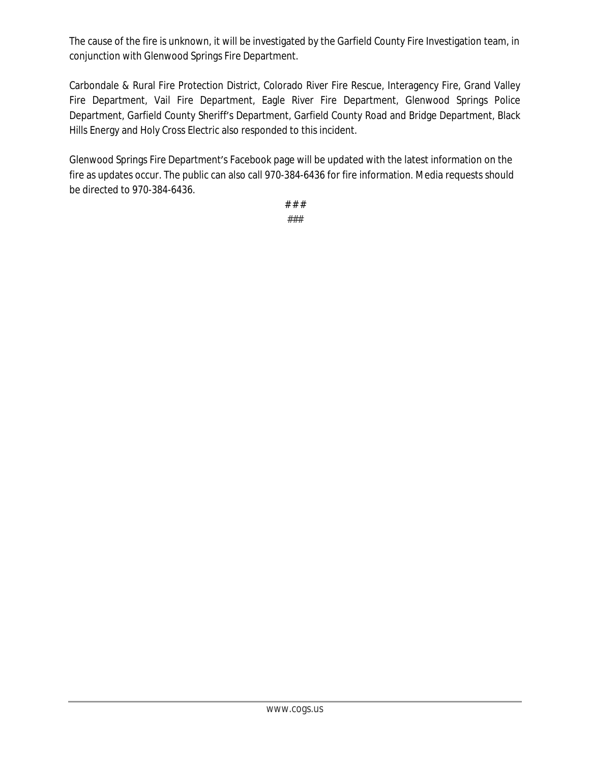The cause of the fire is unknown, it will be investigated by the Garfield County Fire Investigation team, in conjunction with Glenwood Springs Fire Department.

Carbondale & Rural Fire Protection District, Colorado River Fire Rescue, Interagency Fire, Grand Valley Fire Department, Vail Fire Department, Eagle River Fire Department, Glenwood Springs Police Department, Garfield County Sheriff's Department, Garfield County Road and Bridge Department, Black Hills Energy and Holy Cross Electric also responded to this incident.

Glenwood Springs Fire Department's Facebook page will be updated with the latest information on the fire as updates occur. The public can also call 970-384-6436 for fire information. Media requests should be directed to 970-384-6436.

# # #

###